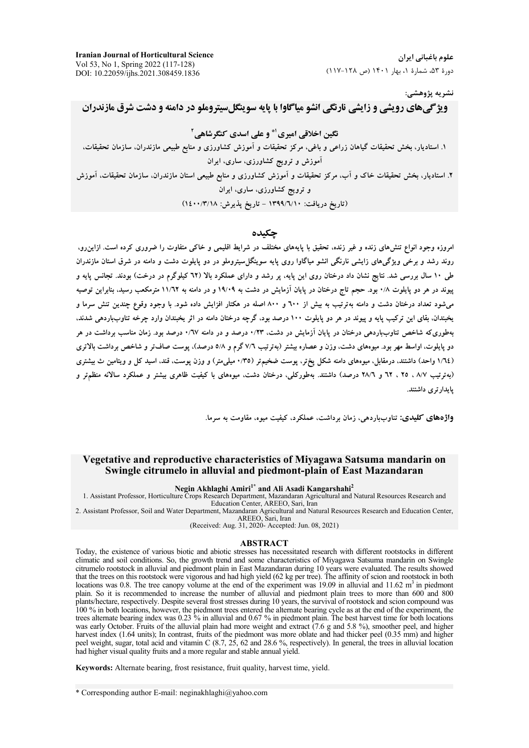نشریه پژوهشی:

# ویژگی‌های رویشی و زایشی نارنگی انشو میاگاوا با پایه سوینگل‌سیتروملو در دامنه و دشت شرق مازندران

**نگین اخلاقی امیری[1*] و علی اسدی کنگرشاهی[2]**

۱. استادیار، بخش تحقیقات گیاهان زراعی و باغی، مرکز تحقیقات و آموزش کشاورزی و منابع طبیعی مازندران، سازمان تحقیقات، آموزش و ترویج کشاورزی، ساری، ایران

۲. استادیار، بخش تحقیقات خاک و آب، مرکز تحقیقات و آموزش کشاورزی و منابع طبیعی استان مازندران، سازمان تحقیقات، آموزش و ترویج کشاورزی، ساری، ایران

(تاریخ دریافت: ۱۳۹۹/۶/۱۰ - تاریخ پذیرش: ۱۴۰۰/۳/۱۸)

## چکیده

امروزه وجود انواع تنش‌های زنده و غیر زنده، تحقیق با پایه‌های مختلف در شرایط اقلیمی و خاکی متفاوت را ضروری کرده است. ازاین‌رو، روند رشد و برخی ویژگی‌های زایشی نارنگی انشو میاگاوا روی پایه سوینگل‌سیتروملو در دو پایلوت دشت و دامنه در شرق استان مازندران طی ۱۰ سال بررسی شد. نتایج نشان داد درختان روی این پایه، پر رشد و دارای عملکرد بالا (۶۲ کیلوگرم در درخت) بودند. تجانس پایه و پیوند در هر دو پایلوت ۰/۸ بود. حجم تاج درختان در پایان آزمایش در دشت به ۱۹/۰۹ و در دامنه به ۱۱/۶۲ مترمکعب رسید، بنابراین توصیه می‌شود تعداد درختان دشت و دامنه به‌ترتیب به بیش از ۶۰۰ و ۸۰۰ اصله در هکتار افزایش داده شود. با وجود وقوع چندین تنش سرما و یخبندان، بقای این ترکیب پایه و پیوند در هر دو پایلوت ۱۰۰ درصد بود، گرچه درختان دامنه در اثر یخبندان وارد چرخه تناوب‌باردهی شدند، به‌طوری‌که شاخص تناوب‌باردهی درختان در پایان آزمایش در دشت، ۰/۲۳ درصد و در دامنه ۰/۶۷ درصد بود. زمان مناسب برداشت در هر دو پایلوت، اواسط مهر بود. میوه‌های دشت، وزن و عصاره بیشتر (به‌ترتیب ۷/۶ گرم و ۵/۸ درصد)، پوست صاف‌تر و شاخص برداشت بالاتری (۱/۶۴ واحد) داشتند، درمقابل، میوه‌های دامنه شکل پخ‌تر، پوست ضخیم‌تر (۰/۳۵ میلی‌متر) و وزن پوست، قند، اسید کل و ویتامین ث بیشتری (به‌ترتیب ۸/۷ ، ۲۵ ، ۶۲ و ۲۸/۶ درصد) داشتند. به‌طورکلی، درختان دشت، میوه‌های با کیفیت ظاهری بیشتر و عملکرد سالانه منظم‌تر و پایدارتری داشتند.

**واژه‌های کلیدی:** تناوب‌باردهی، زمان برداشت، عملکرد، کیفیت میوه، مقاومت به سرما.

# Vegetative and reproductive characteristics of Miyagawa Satsuma mandarin on Swingle citrumelo in alluvial and piedmont-plain of East Mazandaran

**Negin Akhlaghi Amiri[1*] and Ali Asadi Kangarshahi[2]**

1. Assistant Professor, Horticulture Crops Research Department, Mazandaran Agricultural and Natural Resources Research and Education Center, AREEO, Sari, Iran
2. Assistant Professor, Soil and Water Department, Mazandaran Agricultural and Natural Resources Research and Education Center, AREEO, Sari, Iran

(Received: Aug. 31, 2020- Accepted: Jun. 08, 2021)

## ABSTRACT

Today, the existence of various biotic and abiotic stresses has necessitated research with different rootstocks in different climatic and soil conditions. So, the growth trend and some characteristics of Miyagawa Satsuma mandarin on Swingle citrumelo rootstock in alluvial and piedmont plain in East Mazandaran during 10 years were evaluated. The results showed that the trees on this rootstock were vigorous and had high yield (62 kg per tree). The affinity of scion and rootstock in both locations was 0.8. The tree canopy volume at the end of the experiment was 19.09 in alluvial and 11.62 $m^3$ in piedmont plain. So it is recommended to increase the number of alluvial and piedmont plain trees to more than 600 and 800 plants/hectare, respectively. Despite several frost stresses during 10 years, the survival of rootstock and scion compound was 100 % in both locations, however, the piedmont trees entered the alternate bearing cycle as at the end of the experiment, the trees alternate bearing index was 0.23 % in alluvial and 0.67 % in piedmont plain. The best harvest time for both locations was early October. Fruits of the alluvial plain had more weight and extract (7.6 g and 5.8 %), smoother peel, and higher harvest index (1.64 units); In contrast, fruits of the piedmont was more oblate and had thicker peel (0.35 mm) and higher peel weight, sugar, total acid and vitamin C (8.7, 25, 62 and 28.6 %, respectively). In general, the trees in alluvial location had higher visual quality fruits and a more regular and stable annual yield.

**Keywords:** Alternate bearing, frost resistance, fruit quality, harvest time, yield.

\* Corresponding author E-mail: neginakhlaghi@yahoo.com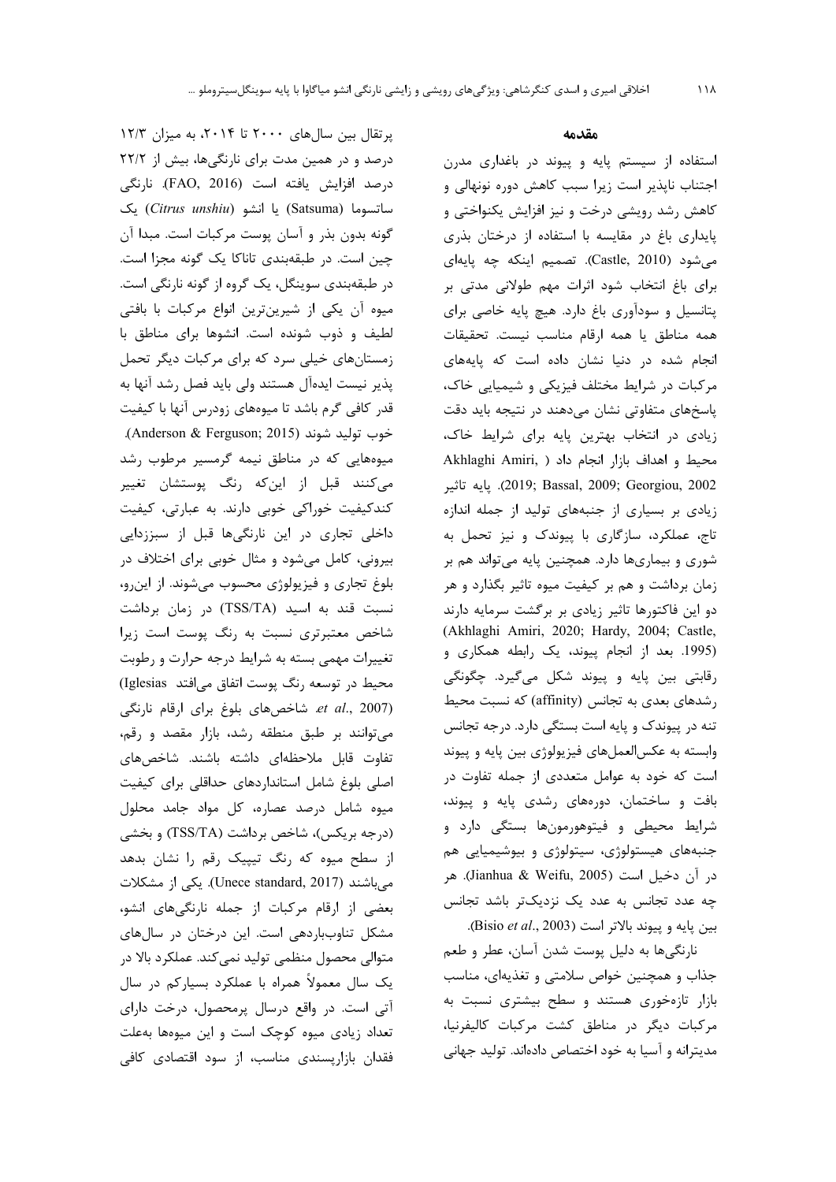## مقدمه

استفاده از سیستم پایه و پیوند در باغداری مدرن اجتناب ناپذیر است زیرا سبب کاهش دوره نونهالی و کاهش رشد رویشی درخت و نیز افزایش یکنواختی و پایداری باغ در مقایسه با استفاده از درختان بذری می‌شود (Castle, 2010). تصمیم اینکه چه پایه‌ای برای باغ انتخاب شود اثرات مهم طولانی مدتی بر پتانسیل و سودآوری باغ دارد. هیچ پایه خاصی برای همه مناطق یا همه ارقام مناسب نیست. تحقیقات انجام شده در دنیا نشان داده است که پایه‌های مرکبات در شرایط مختلف فیزیکی و شیمیایی خاک، پاسخ‌های متفاوتی نشان می‌دهند در نتیجه باید دقت زیادی در انتخاب بهترین پایه برای شرایط خاک، محیط و اهداف بازار انجام داد (Akhlaghi Amiri, 2019; Bassal, 2009; Georgiou, 2002). پایه تاثیر زیادی بر بسیاری از جنبه‌های تولید از جمله اندازه تاج، عملکرد، سازگاری با پیوندک و نیز تحمل به شوری و بیماری‌ها دارد. همچنین پایه می‌تواند هم بر زمان برداشت و هم بر کیفیت میوه تاثیر بگذارد و هر دو این فاکتورها تاثیر زیادی بر برگشت سرمایه دارند (Akhlaghi Amiri, 2020; Hardy, 2004; Castle, 1995). بعد از انجام پیوند، یک رابطه همکاری و رقابتی بین پایه و پیوند شکل می‌گیرد. چگونگی رشدهای بعدی به تجانس (affinity) که نسبت محیط تنه در پیوندک و پایه است بستگی دارد. درجه تجانس وابسته به عکس‌العمل‌های فیزیولوژی بین پایه و پیوند است که خود به عوامل متعددی از جمله تفاوت در بافت و ساختمان، دوره‌های رشدی پایه و پیوند، شرایط محیطی و فیتوهورمون‌ها بستگی دارد و جنبه‌های هیستولوژی، سیتولوژی و بیوشیمیایی هم در آن دخیل است (Jianhua & Weifu, 2005). هر چه عدد تجانس به عدد یک نزدیک‌تر باشد تجانس بین پایه و پیوند بالاتر است (Bisio *et al*., 2003).

نارنگی‌ها به دلیل پوست شدن آسان، عطر و طعم جذاب و همچنین خواص سلامتی و تغذیه‌ای، مناسب بازار تازه‌خوری هستند و سطح بیشتری نسبت به مرکبات دیگر در مناطق کشت مرکبات کالیفرنیا، مدیترانه و آسیا به خود اختصاص داده‌اند. تولید جهانی پرتقال بین سال‌های ۲۰۰۰ تا ۲۰۱۴، به میزان ۱۲/۳ درصد و در همین مدت برای نارنگی‌ها، بیش از ۲۲/۲ درصد افزایش یافته است (FAO, 2016). نارنگی ساتسوما (Satsuma) یا انشو (*Citrus unshiu*) یک گونه بدون بذر و آسان پوست مرکبات است. مبدا آن چین است. در طبقه‌بندی تاناکا یک گونه مجزا است. در طبقه‌بندی سوینگل، یک گروه از گونه نارنگی است. میوه آن یکی از شیرین‌ترین انواع مرکبات با بافتی لطیف و ذوب شونده است. انشوها برای مناطق با زمستان‌های خیلی سرد که برای مرکبات دیگر تحمل پذیر نیست ایده‌آل هستند ولی باید فصل رشد آنها به قدر کافی گرم باشد تا میوه‌های زودرس آنها با کیفیت خوب تولید شوند (Anderson & Ferguson; 2015). میوه‌هایی که در مناطق نیمه گرمسیر مرطوب رشد می‌کنند قبل از این‌که رنگ پوستشان تغییر کندکیفیت خوراکی خوبی دارند. به عبارتی، کیفیت داخلی تجاری در این نارنگی‌ها قبل از سبززدایی بیرونی، کامل می‌شود و مثال خوبی برای اختلاف در بلوغ تجاری و فیزیولوژی محسوب می‌شوند. از این‌رو، نسبت قند به اسید (TSS/TA) در زمان برداشت شاخص معتبرتری نسبت به رنگ پوست است زیرا تغییرات مهمی بسته به شرایط درجه حرارت و رطوبت محیط در توسعه رنگ پوست اتفاق می‌افتد (Iglesias *et al*., 2007). شاخص‌های بلوغ برای ارقام نارنگی می‌توانند بر طبق منطقه رشد، بازار مقصد و رقم، تفاوت قابل ملاحظه‌ای داشته باشند. شاخص‌های اصلی بلوغ شامل استانداردهای حداقلی برای کیفیت میوه شامل درصد عصاره، کل مواد جامد محلول (درجه بریکس)، شاخص برداشت (TSS/TA) و بخشی از سطح میوه که رنگ تیپیک رقم را نشان بدهد می‌باشند (Unece standard, 2017). یکی از مشکلات بعضی از ارقام مرکبات از جمله نارنگی‌های انشو، مشکل تناوب‌باردهی است. این درختان در سال‌های متوالی محصول منظمی تولید نمی‌کند. عملکرد بالا در یک سال معمولاً همراه با عملکرد بسیارکم در سال آتی است. در واقع درسال پرمحصول، درخت دارای تعداد زیادی میوه کوچک است و این میوه‌ها به‌علت فقدان بازارپسندی مناسب، از سود اقتصادی کافی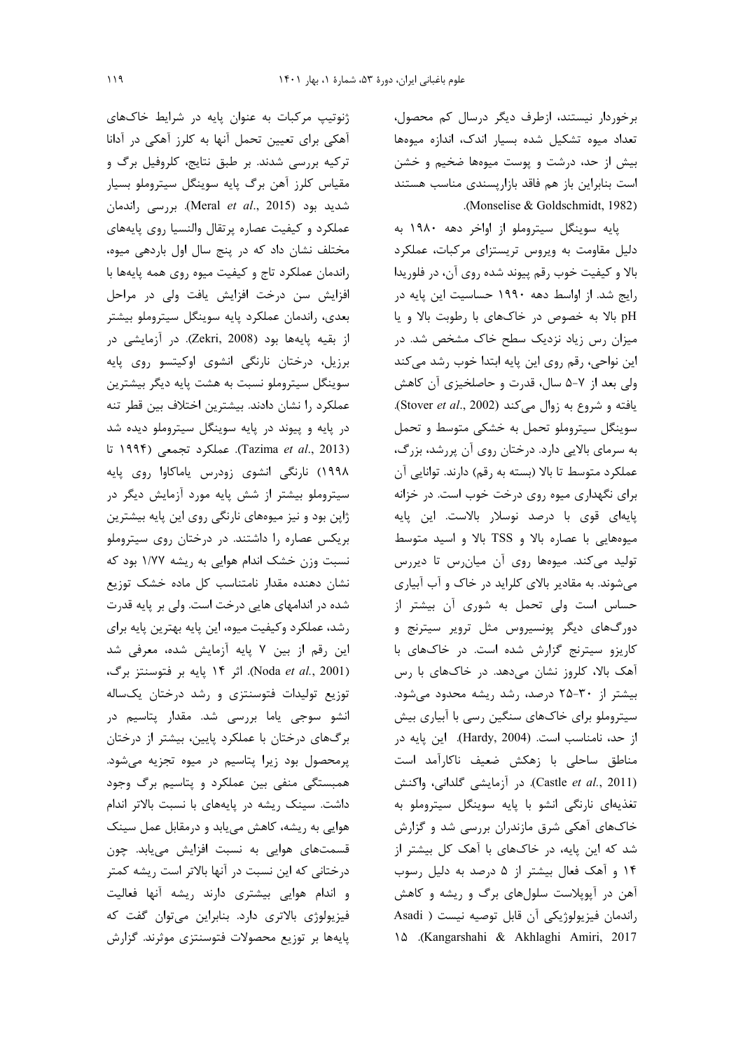برخوردار نیستند، ازطرف دیگر درسال کم محصول، تعداد میوه تشکیل شده بسیار اندک، اندازه میوه‌ها بیش از حد، درشت و پوست میوه‌ها ضخیم و خشن است بنابراین باز هم فاقد بازارپسندی مناسب هستند (Monselise & Goldschmidt, 1982).

پایه سوینگل سیتروملو از اواخر دهه ۱۹۸۰ به دلیل مقاومت به ویروس تریستزای مرکبات، عملکرد بالا و کیفیت خوب رقم پیوند شده روی آن، در فلوریدا رایج شد. از اواسط دهه ۱۹۹۰ حساسیت این پایه در pH بالا به خصوص در خاک‌های با رطوبت بالا و یا میزان رس زیاد نزدیک سطح خاک مشخص شد. در این نواحی، رقم روی این پایه ابتدا خوب رشد می‌کند ولی بعد از ۷-۵ سال، قدرت و حاصلخیزی آن کاهش یافته و شروع به زوال می‌کند (Stover *et al*., 2002). سوینگل سیتروملو تحمل به خشکی متوسط و تحمل به سرمای بالایی دارد. درختان روی آن پررشد، بزرگ، عملکرد متوسط تا بالا (بسته به رقم) دارند. توانایی آن برای نگهداری میوه روی درخت خوب است. در خزانه پایه‌ای قوی با درصد نوسلار بالاست. این پایه میوه‌هایی با عصاره بالا و TSS بالا و اسید متوسط تولید می‌کند. میوه‌ها روی آن میان‌رس تا دیررس می‌شوند. به مقادیر بالای کلراید در خاک و آب آبیاری حساس است ولی تحمل به شوری آن بیشتر از دورگ‌های دیگر پونسیروس مثل ترویر سیترنج و کاریزو سیترنج گزارش شده است. در خاک‌های با آهک بالا، کلروز نشان می‌دهد. در خاک‌های با رس بیشتر از ۳۰-۲۵ درصد، رشد ریشه محدود می‌شود. سیتروملو برای خاک‌های سنگین رسی با آبیاری بیش از حد، نامناسب است. (Hardy, 2004). این پایه در مناطق ساحلی با زهکش ضعیف ناکارآمد است (Castle *et al*., 2011). در آزمایشی گلدانی، واکنش تغذیه‌ای نارنگی انشو با پایه سوینگل سیتروملو به خاک‌های آهکی شرق مازندران بررسی شد و گزارش شد که این پایه، در خاک‌های با آهک کل بیشتر از ۱۴ و آهک فعال بیشتر از ۵ درصد به دلیل رسوب آهن در آپوپلاست سلول‌های برگ و ریشه و کاهش راندمان فیزیولوژیکی آن قابل توصیه نیست ( Asadi Kangarshahi & Akhlaghi Amiri, 2017). ۱۵ ژنوتیپ مرکبات به عنوان پایه در شرایط خاک‌های آهکی برای تعیین تحمل آنها به کلرز آهکی در آدانا ترکیه بررسی شدند. بر طبق نتایج، کلروفیل برگ و مقیاس کلرز آهن برگ پایه سوینگل سیتروملو بسیار شدید بود (Meral *et al*., 2015). بررسی راندمان عملکرد و کیفیت عصاره پرتقال والنسیا روی پایه‌های مختلف نشان داد که در پنج سال اول باردهی میوه، راندمان عملکرد تاج و کیفیت میوه روی همه پایه‌ها با افزایش سن درخت افزایش یافت ولی در مراحل بعدی، راندمان عملکرد پایه سوینگل سیتروملو بیشتر از بقیه پایه‌ها بود (Zekri, 2008). در آزمایشی در برزیل، درختان نارنگی انشوی اوکیتسو روی پایه سوینگل سیتروملو نسبت به هشت پایه دیگر بیشترین عملکرد را نشان دادند. بیشترین اختلاف بین قطر تنه در پایه و پیوند در پایه سوینگل سیتروملو دیده شد (Tazima *et al*., 2013). عملکرد تجمعی (۱۹۹۴ تا ۱۹۹۸) نارنگی انشوی زودرس یاماکاوا روی پایه سیتروملو بیشتر از شش پایه مورد آزمایش دیگر در ژاپن بود و نیز میوه‌های نارنگی روی این پایه بیشترین بریکس عصاره را داشتند. در درختان روی سیتروملو نسبت وزن خشک اندام هوایی به ریشه ۱/۷۷ بود که نشان دهنده مقدار نامتناسب کل ماده خشک توزیع شده در اندامهای هایی درخت است. ولی بر پایه قدرت رشد، عملکرد وکیفیت میوه، این پایه بهترین پایه برای این رقم از بین ۷ پایه آزمایش شده، معرفی شد (Noda *et al*., 2001). اثر ۱۴ پایه بر فتوسنتز برگ، توزیع تولیدات فتوسنتزی و رشد درختان یکساله انشو سوجی یاما بررسی شد. مقدار پتاسیم در برگ‌های درختان با عملکرد پایین، بیشتر از درختان پرمحصول بود زیرا پتاسیم در میوه تجزیه می‌شود. همبستگی منفی بین عملکرد و پتاسیم برگ وجود داشت. سینک ریشه در پایه‌های با نسبت بالاتر اندام هوایی به ریشه، کاهش می‌یابد و درمقابل عمل سینک قسمت‌های هوایی به نسبت افزایش می‌یابد. چون درختانی که این نسبت در آنها بالاتر است ریشه کمتر و اندام هوایی بیشتری دارند ریشه آنها فعالیت فیزیولوژی بالاتری دارد. بنابراین می‌توان گفت که پایه‌ها بر توزیع محصولات فتوسنتزی موثرند. گزارش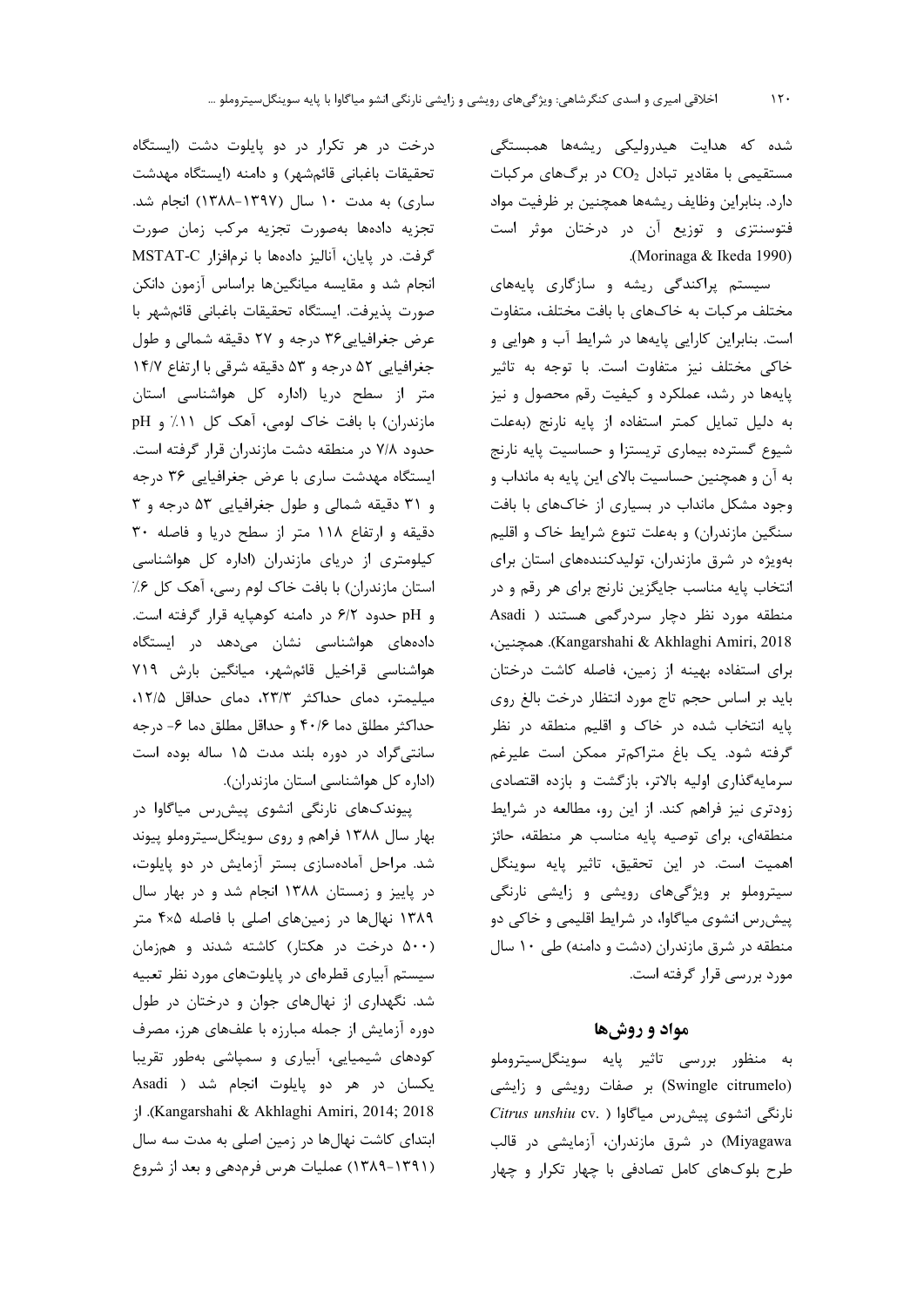شده که هدایت هیدرولیکی ریشه‌ها همبستگی مستقیمی با مقادیر تبادل $CO_2$ در برگ‌های مرکبات دارد. بنابراین وظایف ریشه‌ها همچنین بر ظرفیت مواد فتوسنتزی و توزیع آن در درختان موثر است (Morinaga & Ikeda 1990).

سیستم پراکندگی ریشه و سازگاری پایه‌های مختلف مرکبات به خاک‌های با بافت مختلف، متفاوت است. بنابراین کارایی پایه‌ها در شرایط آب و هوایی و خاکی مختلف نیز متفاوت است. با توجه به تاثیر پایه‌ها در رشد، عملکرد و کیفیت رقم محصول و نیز به دلیل تمایل کمتر استفاده از پایه نارنج (به‌علت شیوع گسترده بیماری تریستزا و حساسیت پایه نارنج به آن و همچنین حساسیت بالای این پایه به مانداب و وجود مشکل مانداب در بسیاری از خاک‌های با بافت سنگین مازندران) و به‌علت تنوع شرایط خاک و اقلیم به‌ویژه در شرق مازندران، تولیدکننده‌های استان برای انتخاب پایه مناسب جایگزین نارنج برای هر رقم و در منطقه مورد نظر دچار سردرگمی هستند (Asadi Kangarshahi & Akhlaghi Amiri, 2018). همچنین، برای استفاده بهینه از زمین، فاصله کاشت درختان باید بر اساس حجم تاج مورد انتظار درخت بالغ روی پایه انتخاب شده در خاک و اقلیم منطقه در نظر گرفته شود. یک باغ متراکم‌تر ممکن است علیرغم سرمایه‌گذاری اولیه بالاتر، بازگشت و بازده اقتصادی زودتری نیز فراهم کند. از این رو، مطالعه در شرایط منطقه‌ای، برای توصیه پایه مناسب هر منطقه، حائز اهمیت است. در این تحقیق، تاثیر پایه سوینگل سیتروملو بر ویژگی‌های رویشی و زایشی نارنگی پیش‌رس انشوی میاگاوا، در شرایط اقلیمی و خاکی دو منطقه در شرق مازندران (دشت و دامنه) طی ۱۰ سال مورد بررسی قرار گرفته است.

## مواد و روش‌ها

به منظور بررسی تاثیر پایه سوینگل‌سیتروملو (Swingle citrumelo) بر صفات رویشی و زایشی نارنگی انشوی پیش‌رس میاگاوا (*Citrus unshiu* cv. Miyagawa) در شرق مازندران، آزمایشی در قالب طرح بلوک‌های کامل تصادفی با چهار تکرار و چهار درخت در هر تکرار در دو پایلوت دشت (ایستگاه تحقیقات باغبانی قائم‌شهر) و دامنه (ایستگاه مهدشت ساری) به مدت ۱۰ سال (۱۳۹۷-۱۳۸۸) انجام شد. تجزیه داده‌ها به‌صورت تجزیه مرکب زمان صورت گرفت. در پایان، آنالیز داده‌ها با نرم‌افزار MSTAT-C انجام شد و مقایسه میانگین‌ها براساس آزمون دانکن صورت پذیرفت. ایستگاه تحقیقات باغبانی قائم‌شهر با عرض جغرافیایی۳۶ درجه و ۲۷ دقیقه شمالی و طول جغرافیایی ۵۲ درجه و ۵۳ دقیقه شرقی با ارتفاع ۱۴/۷ متر از سطح دریا (اداره کل هواشناسی استان مازندران) با بافت خاک لومی، آهک کل ۱۱٪ و pH حدود ۷/۸ در منطقه دشت مازندران قرار گرفته است. ایستگاه مهدشت ساری با عرض جغرافیایی ۳۶ درجه و ۳۱ دقیقه شمالی و طول جغرافیایی ۵۳ درجه و ۳ دقیقه و ارتفاع ۱۱۸ متر از سطح دریا و فاصله ۳۰ کیلومتری از دریای مازندران (اداره کل هواشناسی استان مازندران) با بافت خاک لوم رسی، آهک کل ۶٪ و pH حدود ۶/۲ در دامنه کوهپایه قرار گرفته است. داده‌های هواشناسی نشان می‌دهد در ایستگاه هواشناسی قراخیل قائم‌شهر، میانگین بارش ۷۱۹ میلیمتر، دمای حداکثر ۲۳/۳، دمای حداقل ۱۲/۵، حداکثر مطلق دما ۴۰/۶ و حداقل مطلق دما ۶- درجه سانتی‌گراد در دوره بلند مدت ۱۵ ساله بوده است (اداره کل هواشناسی استان مازندران).

پیوندک‌های نارنگی انشوی پیش‌رس میاگاوا در بهار سال ۱۳۸۸ فراهم و روی سوینگل‌سیتروملو پیوند شد. مراحل آماده‌سازی بستر آزمایش در دو پایلوت، در پاییز و زمستان ۱۳۸۸ انجام شد و در بهار سال ۱۳۸۹ نهال‌ها در زمین‌های اصلی با فاصله ۵×۴ متر (۵۰۰ درخت در هکتار) کاشته شدند و همزمان سیستم آبیاری قطره‌ای در پایلوت‌های مورد نظر تعبیه شد. نگهداری از نهال‌های جوان و درختان در طول دوره آزمایش از جمله مبارزه با علف‌های هرز، مصرف کودهای شیمیایی، آبیاری و سمپاشی به‌طور تقریبا یکسان در هر دو پایلوت انجام شد (Asadi Kangarshahi & Akhlaghi Amiri, 2014; 2018). از ابتدای کاشت نهال‌ها در زمین اصلی به مدت سه سال (۱۳۹۱-۱۳۸۹) عملیات هرس فرم‌دهی و بعد از شروع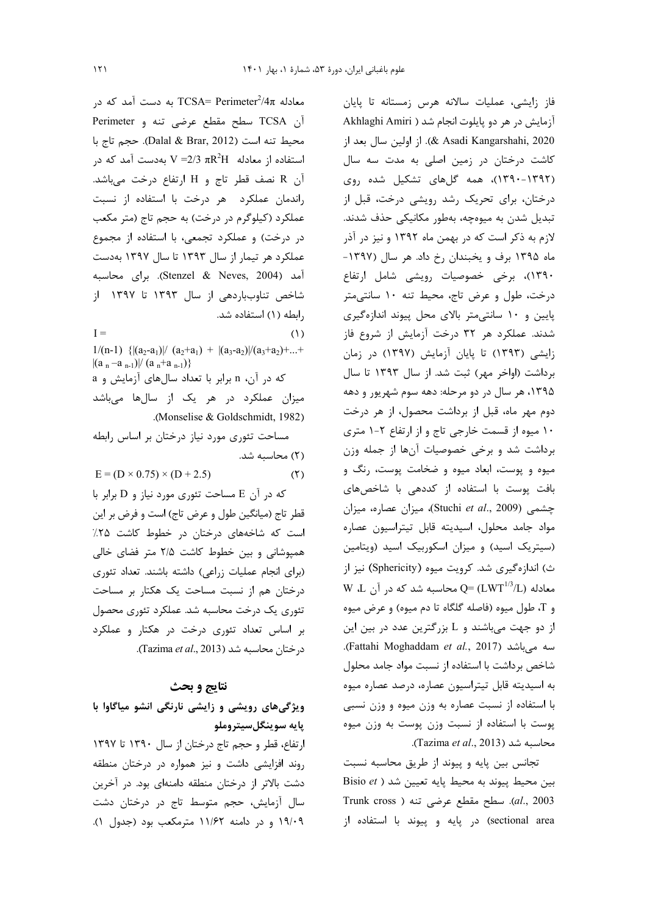فاز زایشی، عملیات سالانه هرس زمستانه تا پایان آزمایش در هر دو پایلوت انجام شد (Akhlaghi Amiri & Asadi Kangarshahi, 2020). از اولین سال بعد از کاشت درختان در زمین اصلی به مدت سه سال (۱۳۹۲-۱۳۹۰)، همه گل‌های تشکیل شده روی درختان، برای تحریک رشد رویشی درخت، قبل از تبدیل شدن به میوه‌چه، به‌طور مکانیکی حذف شدند. لازم به ذکر است که در بهمن ماه ۱۳۹۲ و نیز در آذر ماه ۱۳۹۵ برف و یخبندان رخ داد. هر سال (۱۳۹۷-۱۳۹۰)، برخی خصوصیات رویشی شامل ارتفاع درخت، طول و عرض تاج، محیط تنه ۱۰ سانتی‌متر پایین و ۱۰ سانتی‌متر بالای محل پیوند اندازه‌گیری شدند. عملکرد هر ۳۲ درخت آزمایش از شروع فاز زایشی (۱۳۹۳) تا پایان آزمایش (۱۳۹۷) در زمان برداشت (اواخر مهر) ثبت شد. از سال ۱۳۹۳ تا سال ۱۳۹۵، هر سال در دو مرحله: دهه سوم شهریور و دهه دوم مهر ماه، قبل از برداشت محصول، از هر درخت ۱۰ میوه از قسمت خارجی تاج و از ارتفاع ۲-۱ متری برداشت شد و برخی خصوصیات آن‌ها از جمله وزن میوه و پوست، ابعاد میوه و ضخامت پوست، رنگ و بافت پوست با استفاده از کددهی با شاخص‌های چشمی (Stuchi *et al*., 2009)، میزان عصاره، میزان مواد جامد محلول، اسیدیته قابل تیتراسیون عصاره (سیتریک اسید) و میزان اسکوربیک اسید (ویتامین ث) اندازه‌گیری شد. کرویت میوه (Sphericity) نیز از معادله $Q= (LWT^{1/3}/L)$ محاسبه شد که در آن L، W و T، طول میوه (فاصله گلگاه تا دم میوه) و عرض میوه از دو جهت می‌باشند و L بزرگترین عدد در بین این سه می‌باشد (Fattahi Moghaddam *et al*., 2017). شاخص برداشت با استفاده از نسبت مواد جامد محلول به اسیدیته قابل تیتراسیون عصاره، درصد عصاره میوه با استفاده از نسبت عصاره به وزن میوه و وزن نسبی پوست با استفاده از نسبت وزن پوست به وزن میوه محاسبه شد (Tazima *et al*., 2013).

تجانس بین پایه و پیوند از طریق محاسبه نسبت بین محیط پیوند به محیط پایه تعیین شد (Bisio *et al*., 2003). سطح مقطع عرضی تنه (Trunk cross sectional area) در پایه و پیوند با استفاده از معادله $TCSA= Perimeter^2/4\pi$ به دست آمد که در آن TCSA سطح مقطع عرضی تنه و Perimeter محیط تنه است (Dalal & Brar, 2012). حجم تاج با استفاده از معادله $V = 2/3\ \pi R^2 H$ به‌دست آمد که در آن R نصف قطر تاج و H ارتفاع درخت می‌باشد. راندمان عملکرد هر درخت با استفاده از نسبت عملکرد (کیلوگرم در درخت) به حجم تاج (متر مکعب در درخت) و عملکرد تجمعی، با استفاده از مجموع عملکرد هر تیمار از سال ۱۳۹۳ تا سال ۱۳۹۷ به‌دست آمد (Stenzel & Neves, 2004). برای محاسبه شاخص تناوب‌باردهی از سال ۱۳۹۳ تا ۱۳۹۷ از رابطه (۱) استفاده شد.

$$I = 1/(n-1)\ \{|(a_2-a_1)|/\ (a_2+a_1) + |(a_3-a_2)|/(a_3+a_2)+...+ |(a_n - a_{n-1})|/\ (a_n+a_{n-1})\} \qquad (1)$$

که در آن، n برابر با تعداد سال‌های آزمایش و a میزان عملکرد در هر یک از سال‌ها می‌باشد (Monselise & Goldschmidt, 1982).

مساحت تئوری مورد نیاز درختان بر اساس رابطه (۲) محاسبه شد.

$$E = (D \times 0.75) \times (D + 2.5) \qquad (2)$$

که در آن E مساحت تئوری مورد نیاز و D برابر با قطر تاج (میانگین طول و عرض تاج) است و فرض بر این است که شاخه‌های درختان در خطوط کاشت ۲۵٪ همپوشانی و بین خطوط کاشت ۲/۵ متر فضای خالی (برای انجام عملیات زراعی) داشته باشند. تعداد تئوری درختان هم از نسبت مساحت یک هکتار بر مساحت تئوری یک درخت محاسبه شد. عملکرد تئوری محصول بر اساس تعداد تئوری درخت در هکتار و عملکرد درختان محاسبه شد (Tazima *et al*., 2013).

## نتایج و بحث

### ویژگی‌های رویشی و زایشی نارنگی انشو میاگاوا با پایه سوینگل‌سیتروملو

ارتفاع، قطر و حجم تاج درختان از سال ۱۳۹۰ تا ۱۳۹۷ روند افزایشی داشت و نیز همواره در درختان منطقه دشت بالاتر از درختان منطقه دامنه‌ای بود. در آخرین سال آزمایش، حجم متوسط تاج در درختان دشت ۱۹/۰۹ و در دامنه ۱۱/۶۲ مترمکعب بود (جدول ۱).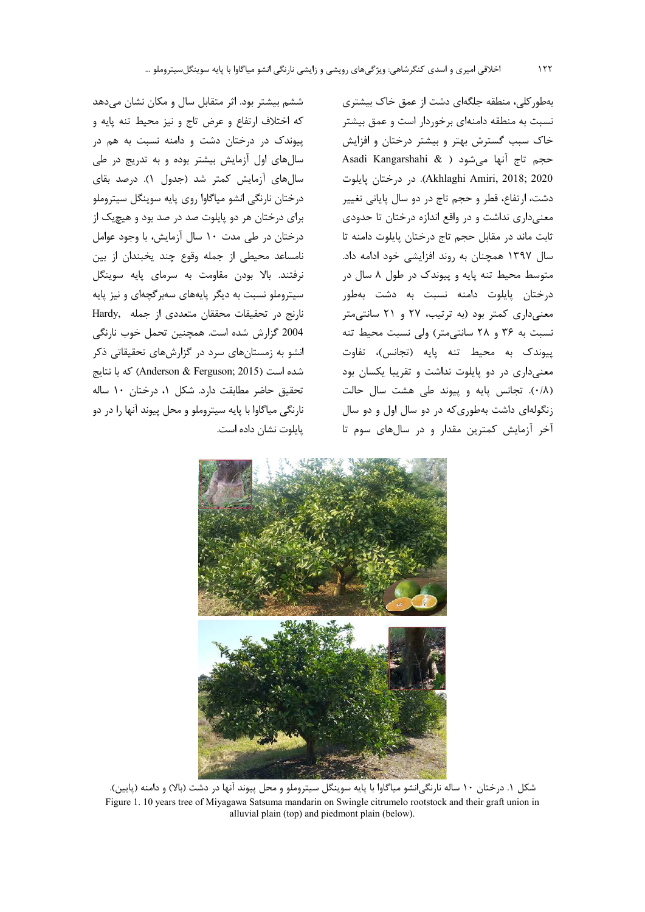به‌طورکلی، منطقه جلگه‌ای دشت از عمق خاک بیشتری نسبت به منطقه دامنه‌ای برخوردار است و عمق بیشتر خاک سبب گسترش بهتر و بیشتر درختان و افزایش حجم تاج آنها می‌شود (Asadi Kangarshahi & Akhlaghi Amiri, 2018; 2020). در درختان پایلوت دشت، ارتفاع، قطر و حجم تاج در دو سال پایانی تغییر معنی‌داری نداشت و در واقع اندازه درختان تا حدودی ثابت ماند در مقابل حجم تاج درختان پایلوت دامنه تا سال ۱۳۹۷ همچنان به روند افزایشی خود ادامه داد. متوسط محیط تنه پایه و پیوندک در طول ۸ سال در درختان پایلوت دامنه نسبت به دشت به‌طور معنی‌داری کمتر بود (به ترتیب، ۲۷ و ۲۱ سانتی‌متر نسبت به ۳۶ و ۲۸ سانتی‌متر) ولی نسبت محیط تنه پیوندک به محیط تنه پایه (تجانس)، تفاوت معنی‌داری در دو پایلوت نداشت و تقریبا یکسان بود (۰/۸). تجانس پایه و پیوند طی هشت سال حالت زنگوله‌ای داشت به‌طوری‌که در دو سال اول و دو سال آخر آزمایش کمترین مقدار و در سال‌های سوم تا ششم بیشتر بود. اثر متقابل سال و مکان نشان می‌دهد که اختلاف ارتفاع و عرض تاج و نیز محیط تنه پایه و پیوندک در درختان دشت و دامنه نسبت به هم در سال‌های اول آزمایش بیشتر بوده و به تدریج در طی سال‌های آزمایش کمتر شد (جدول ۱). درصد بقای درختان نارنگی انشو میاگاوا روی پایه سوینگل سیتروملو برای درختان هر دو پایلوت صد در صد بود و هیچ‌یک از درختان در طی مدت ۱۰ سال آزمایش، با وجود عوامل نامساعد محیطی از جمله وقوع چند یخبندان از بین نرفتند. بالا بودن مقاومت به سرمای پایه سوینگل سیتروملو نسبت به دیگر پایه‌های سه‌برگچه‌ای و نیز پایه نارنج در تحقیقات محققان متعددی از جمله Hardy, 2004 گزارش شده است. همچنین تحمل خوب نارنگی انشو به زمستان‌های سرد در گزارش‌های تحقیقاتی ذکر شده است (Anderson & Ferguson; 2015) که با نتایج تحقیق حاضر مطابقت دارد. شکل ۱، درختان ۱۰ ساله نارنگی میاگاوا با پایه سیتروملو و محل پیوند آنها را در دو پایلوت نشان داده است.

شکل ۱. درختان ۱۰ ساله نارنگی‌انشو میاگاوا با پایه سوینگل سیتروملو و محل پیوند آنها در دشت (بالا) و دامنه (پایین).

Figure 1. 10 years tree of Miyagawa Satsuma mandarin on Swingle citrumelo rootstock and their graft union in alluvial plain (top) and piedmont plain (below).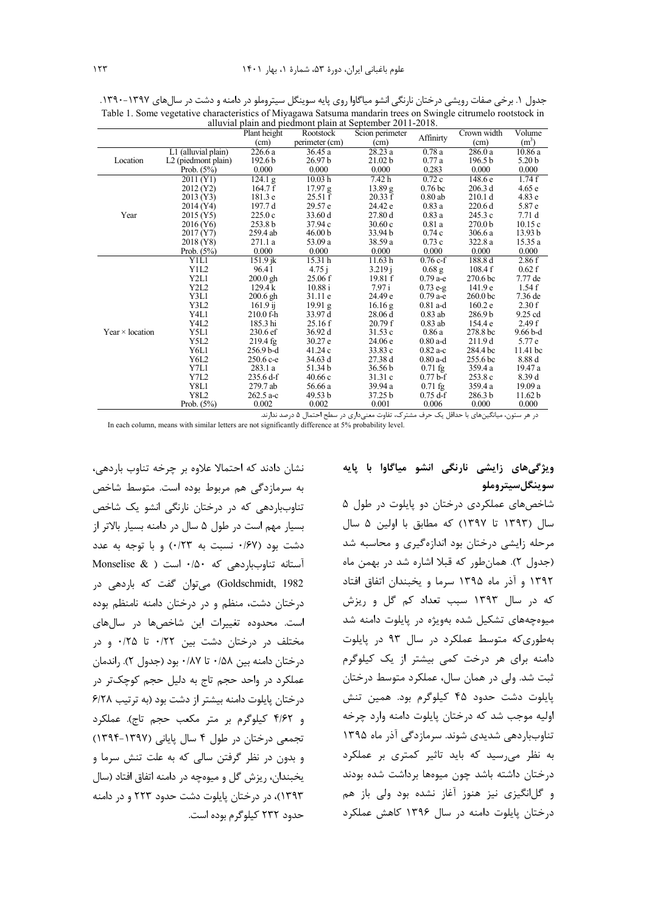جدول ۱. برخی صفات رویشی درختان نارنگی انشو میاگاوا روی پایه سوینگل سیتروملو در دامنه و دشت در سال‌های ۱۳۹۷-۱۳۹۰.
Table 1. Some vegetative characteristics of Miyagawa Satsuma mandarin trees on Swingle citrumelo rootstock in alluvial plain and piedmont plain at September 2011-2018.

| | | Plant height (cm) | Rootstock perimeter (cm) | Scion perimeter (cm) | Affinirty | Crown width (cm) | Volume ($m^3$) |
|---|---|---|---|---|---|---|---|
| Location | L1 (alluvial plain) | 226.6 a | 36.45 a | 28.23 a | 0.78 a | 286.0 a | 10.86 a |
| | L2 (piedmont plain) | 192.6 b | 26.97 b | 21.02 b | 0.77 a | 196.5 b | 5.20 b |
| | Prob. (5%) | 0.000 | 0.000 | 0.000 | 0.283 | 0.000 | 0.000 |
| Year | 2011 (Y1) | 124.1 g | 10.03 h | 7.42 h | 0.72 c | 148.6 e | 1.74 f |
| | 2012 (Y2) | 164.7 f | 17.97 g | 13.89 g | 0.76 bc | 206.3 d | 4.65 e |
| | 2013 (Y3) | 181.3 e | 25.51 f | 20.33 f | 0.80 ab | 210.1 d | 4.83 e |
| | 2014 (Y4) | 197.7 d | 29.57 e | 24.42 e | 0.83 a | 220.6 d | 5.87 e |
| | 2015 (Y5) | 225.0 c | 33.60 d | 27.80 d | 0.83 a | 245.3 c | 7.71 d |
| | 2016 (Y6) | 253.8 b | 37.94 c | 30.60 c | 0.81 a | 270.0 b | 10.15 c |
| | 2017 (Y7) | 259.4 ab | 46.00 b | 33.94 b | 0.74 c | 306.6 a | 13.93 b |
| | 2018 (Y8) | 271.1 a | 53.09 a | 38.59 a | 0.73 c | 322.8 a | 15.35 a |
| | Prob. (5%) | 0.000 | 0.000 | 0.000 | 0.000 | 0.000 | 0.000 |
| Year × location | Y1L1 | 151.9 jk | 15.31 h | 11.63 h | 0.76 c-f | 188.8 d | 2.86 f |
| | Y1L2 | 96.4 l | 4.75 j | 3.219 j | 0.68 g | 108.4 f | 0.62 f |
| | Y2L1 | 200.0 gh | 25.06 f | 19.81 f | 0.79 a-e | 270.6 bc | 7.77 de |
| | Y2L2 | 129.4 k | 10.88 i | 7.97 i | 0.73 e-g | 141.9 e | 1.54 f |
| | Y3L1 | 200.6 gh | 31.11 e | 24.49 e | 0.79 a-e | 260.0 bc | 7.36 de |
| | Y3L2 | 161.9 ij | 19.91 g | 16.16 g | 0.81 a-d | 160.2 e | 2.30 f |
| | Y4L1 | 210.0 f-h | 33.97 d | 28.06 d | 0.83 ab | 286.9 b | 9.25 cd |
| | Y4L2 | 185.3 hi | 25.16 f | 20.79 f | 0.83 ab | 154.4 e | 2.49 f |
| | Y5L1 | 230.6 ef | 36.92 d | 31.53 c | 0.86 a | 278.8 bc | 9.66 b-d |
| | Y5L2 | 219.4 fg | 30.27 e | 24.06 e | 0.80 a-d | 211.9 d | 5.77 e |
| | Y6L1 | 256.9 b-d | 41.24 c | 33.83 c | 0.82 a-c | 284.4 bc | 11.41 bc |
| | Y6L2 | 250.6 c-e | 34.63 d | 27.38 d | 0.80 a-d | 255.6 bc | 8.88 d |
| | Y7L1 | 283.1 a | 51.34 b | 36.56 b | 0.71 fg | 359.4 a | 19.47 a |
| | Y7L2 | 235.6 d-f | 40.66 c | 31.31 c | 0.77 b-f | 253.8 c | 8.39 d |
| | Y8L1 | 279.7 ab | 56.66 a | 39.94 a | 0.71 fg | 359.4 a | 19.09 a |
| | Y8L2 | 262.5 a-c | 49.53 b | 37.25 b | 0.75 d-f | 286.3 b | 11.62 b |
| | Prob. (5%) | 0.002 | 0.002 | 0.001 | 0.006 | 0.000 | 0.000 |

در هر ستون، میانگین‌های با حداقل یک حرف مشترک، تفاوت معنی‌داری در سطح احتمال ۵ درصد ندارند.

In each column, means with similar letters are not significantly difference at 5% probability level.

## ویژگی‌های زایشی نارنگی انشو میاگاوا با پایه سوینگل‌سیتروملو

شاخص‌های عملکردی درختان دو پایلوت در طول ۵ سال (۱۳۹۳ تا ۱۳۹۷) که مطابق با اولین ۵ سال مرحله زایشی درختان بود اندازه‌گیری و محاسبه شد (جدول ۲). همان‌طور که قبلا اشاره شد در بهمن ماه ۱۳۹۲ و آذر ماه ۱۳۹۵ سرما و یخبندان اتفاق افتاد که در سال ۱۳۹۳ سبب تعداد کم گل و ریزش میوه‌چه‌های تشکیل شده به‌ویژه در پایلوت دامنه شد به‌طوری‌که متوسط عملکرد در سال ۹۳ در پایلوت دامنه برای هر درخت کمی بیشتر از یک کیلوگرم ثبت شد. ولی در همان سال، عملکرد متوسط درختان پایلوت دشت حدود ۴۵ کیلوگرم بود. همین تنش اولیه موجب شد که درختان پایلوت دامنه وارد چرخه تناوب‌باردهی شدیدی شوند. سرمازدگی آذر ماه ۱۳۹۵ به نظر می‌رسید که باید تاثیر کمتری بر عملکرد درختان داشته باشد چون میوه‌ها برداشت شده بودند و گل‌انگیزی نیز هنوز آغاز نشده بود ولی باز هم درختان پایلوت دامنه در سال ۱۳۹۶ کاهش عملکرد نشان دادند که احتمالا علاوه بر چرخه تناوب باردهی، به سرمازدگی هم مربوط بوده است. متوسط شاخص تناوب‌باردهی که در درختان نارنگی انشو یک شاخص بسیار مهم است در طول ۵ سال در دامنه بسیار بالاتر از دشت بود (۰/۶۷ نسبت به ۰/۲۳) و با توجه به عدد آستانه تناوب‌باردهی که ۰/۵۰ است (Monselise & Goldschmidt, 1982) می‌توان گفت که باردهی در درختان دشت، منظم و در درختان دامنه نامنظم بوده است. محدوده تغییرات این شاخص‌ها در سال‌های مختلف در درختان دشت بین ۰/۲۲ تا ۰/۲۵ و در درختان دامنه بین ۰/۵۸ تا ۰/۸۷ بود (جدول ۲). راندمان عملکرد در واحد حجم تاج به دلیل حجم کوچک‌تر در درختان پایلوت دامنه بیشتر از دشت بود (به ترتیب ۶/۲۸ و ۴/۶۲ کیلوگرم بر متر مکعب حجم تاج). عملکرد تجمعی درختان در طول ۴ سال پایانی (۱۳۹۷-۱۳۹۴) و بدون در نظر گرفتن سالی که به علت تنش سرما و یخبندان، ریزش گل و میوه‌چه در دامنه اتفاق افتاد (سال ۱۳۹۳)، در درختان پایلوت دشت حدود ۲۲۳ و در دامنه حدود ۲۳۲ کیلوگرم بوده است.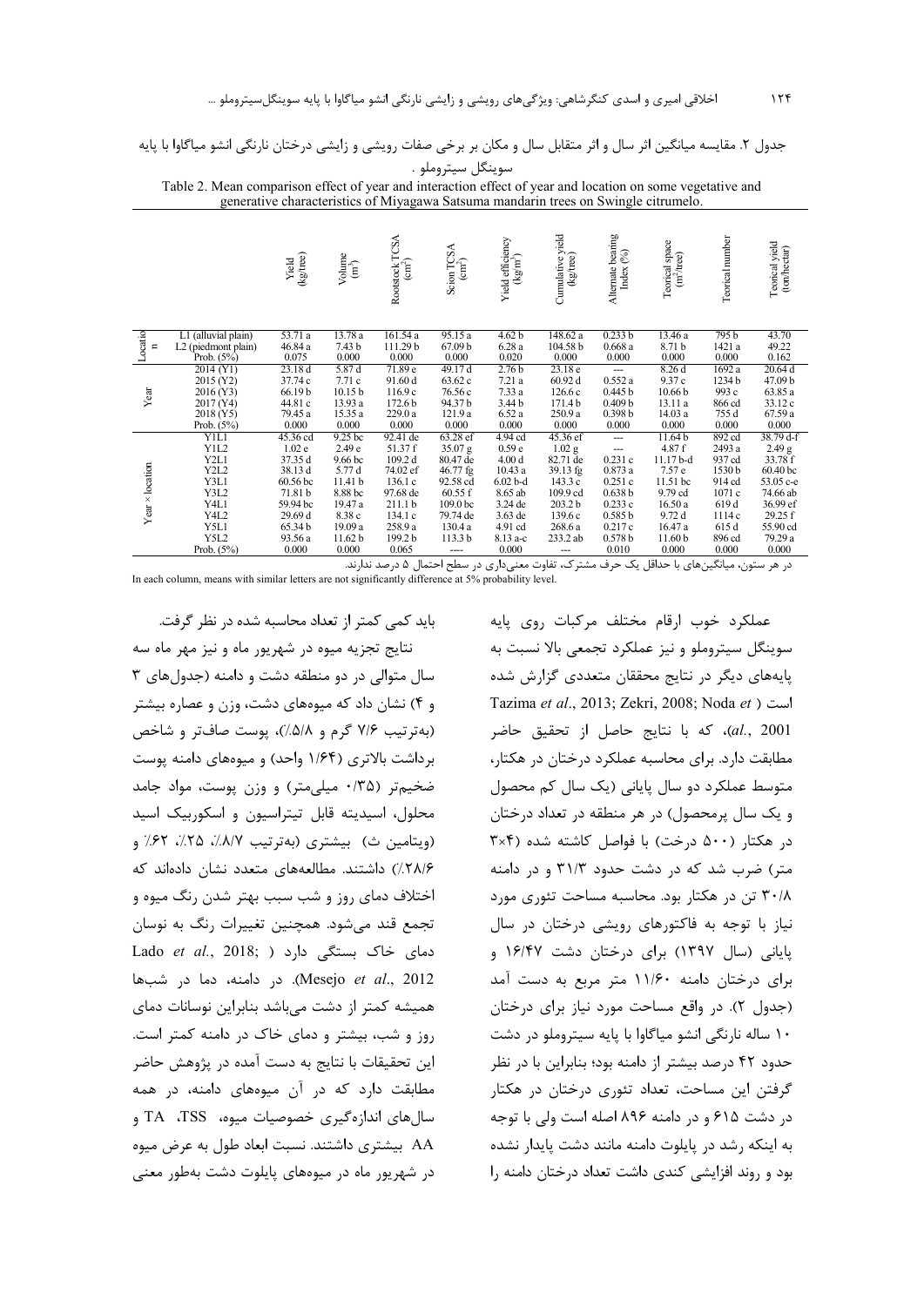جدول ۲. مقایسه میانگین اثر سال و اثر متقابل سال و مکان بر برخی صفات رویشی و زایشی درختان نارنگی انشو میاگاوا با پایه سوینگل سیتروملو .

Table 2. Mean comparison effect of year and interaction effect of year and location on some vegetative and generative characteristics of Miyagawa Satsuma mandarin trees on Swingle citrumelo.

| | | Yield (kg/tree) | Volume ($m^3$) | Rootstock TCSA ($cm^2$) | Scion TCSA ($cm^2$) | Yield efficiency (kg/$m^3$) | Cumulative yield (kg/tree) | Alternate bearing Index (%) | Teorical space ($m^2$/tree) | Teorical number | Teorical yield (ton/hectar) |
|---|---|---|---|---|---|---|---|---|---|---|---|
| Location | L1 (alluvial plain) | 53.71 a | 13.78 a | 161.54 a | 95.15 a | 4.62 b | 148.62 a | 0.233 b | 13.46 a | 795 b | 43.70 |
| | L2 (piedmont plain) | 46.84 a | 7.43 b | 111.29 b | 67.09 b | 6.28 a | 104.58 b | 0.668 a | 8.71 b | 1421 a | 49.22 |
| | Prob. (5%) | 0.075 | 0.000 | 0.000 | 0.000 | 0.020 | 0.000 | 0.000 | 0.000 | 0.000 | 0.162 |
| Year | 2014 (Y1) | 23.18 d | 5.87 d | 71.89 e | 49.17 d | 2.76 b | 23.18 e | --- | 8.26 d | 1692 a | 20.64 d |
| | 2015 (Y2) | 37.74 c | 7.71 c | 91.60 d | 63.62 c | 7.21 a | 60.92 d | 0.552 a | 9.37 c | 1234 b | 47.09 b |
| | 2016 (Y3) | 66.19 b | 10.15 b | 116.9 c | 76.56 c | 7.33 a | 126.6 c | 0.445 b | 10.66 b | 993 c | 63.85 a |
| | 2017 (Y4) | 44.81 c | 13.93 a | 172.6 b | 94.37 b | 3.44 b | 171.4 b | 0.409 b | 13.11 a | 866 cd | 33.12 c |
| | 2018 (Y5) | 79.45 a | 15.35 a | 229.0 a | 121.9 a | 6.52 a | 250.9 a | 0.398 b | 14.03 a | 755 d | 67.59 a |
| | Prob. (5%) | 0.000 | 0.000 | 0.000 | 0.000 | 0.000 | 0.000 | 0.000 | 0.000 | 0.000 | 0.000 |
| Year × location | Y1L1 | 45.36 cd | 9.25 bc | 92.41 de | 63.28 ef | 4.94 cd | 45.36 ef | --- | 11.64 b | 892 cd | 38.79 d-f |
| | Y1L2 | 1.02 e | 2.49 e | 51.37 f | 35.07 g | 0.59 e | 1.02 g | --- | 4.87 f | 2493 a | 2.49 g |
| | Y2L1 | 37.35 d | 9.66 bc | 109.2 d | 80.47 de | 4.00 d | 82.71 de | 0.231 c | 11.17 b-d | 937 cd | 33.78 f |
| | Y2L2 | 38.13 d | 5.77 d | 74.02 ef | 46.77 fg | 10.43 a | 39.13 fg | 0.873 a | 7.57 e | 1530 b | 60.40 bc |
| | Y3L1 | 60.56 bc | 11.41 b | 136.1 c | 92.58 cd | 6.02 b-d | 143.3 c | 0.251 c | 11.51 bc | 914 cd | 53.05 c-e |
| | Y3L2 | 71.81 b | 8.88 bc | 97.68 de | 60.55 f | 8.65 ab | 109.9 cd | 0.638 b | 9.79 cd | 1071 c | 74.66 ab |
| | Y4L1 | 59.94 bc | 19.47 a | 211.1 b | 109.0 bc | 3.24 de | 203.2 b | 0.233 c | 16.50 a | 619 d | 36.99 ef |
| | Y4L2 | 29.69 d | 8.38 c | 134.1 c | 79.74 de | 3.63 de | 139.6 c | 0.585 b | 9.72 d | 1114 c | 29.25 f |
| | Y5L1 | 65.34 b | 19.09 a | 258.9 a | 130.4 a | 4.91 cd | 268.6 a | 0.217 c | 16.47 a | 615 d | 55.90 cd |
| | Y5L2 | 93.56 a | 11.62 b | 199.2 b | 113.3 b | 8.13 a-c | 233.2 ab | 0.578 b | 11.60 b | 896 cd | 79.29 a |
| | Prob. (5%) | 0.000 | 0.000 | 0.065 | ---- | 0.000 | --- | 0.010 | 0.000 | 0.000 | 0.000 |

در هر ستون، میانگین‌های با حداقل یک حرف مشترک، تفاوت معنی‌داری در سطح احتمال ۵ درصد ندارند.

In each column, means with similar letters are not significantly difference at 5% probability level.

عملکرد خوب ارقام مختلف مرکبات روی پایه سوینگل سیتروملو و نیز عملکرد تجمعی بالا نسبت به پایه‌های دیگر در نتایج محققان متعددی گزارش شده است (Tazima *et al*., 2013; Zekri, 2008; Noda *et al*., 2001)، که با نتایج حاصل از تحقیق حاضر مطابقت دارد. برای محاسبه عملکرد درختان در هکتار، متوسط عملکرد دو سال پایانی (یک سال کم محصول و یک سال پرمحصول) در هر منطقه در تعداد درختان در هکتار (۵۰۰ درخت) با فواصل کاشته شده (۴×۳ متر) ضرب شد که در دشت حدود ۳۱/۳ و در دامنه ۳۰/۸ تن در هکتار بود. محاسبه مساحت تئوری مورد نیاز با توجه به فاکتورهای رویشی درختان در سال پایانی (سال ۱۳۹۷) برای درختان دشت ۱۶/۴۷ و برای درختان دامنه ۱۱/۶۰ متر مربع به دست آمد (جدول ۲). در واقع مساحت مورد نیاز برای درختان ۱۰ ساله نارنگی انشو میاگاوا با پایه سیتروملو در دشت حدود ۴۲ درصد بیشتر از دامنه بود؛ بنابراین با در نظر گرفتن این مساحت، تعداد تئوری درختان در هکتار در دشت ۶۱۵ و در دامنه ۸۹۶ اصله است ولی با توجه به اینکه رشد در پایلوت دامنه مانند دشت پایدار نشده بود و روند افزایشی کندی داشت تعداد درختان دامنه را باید کمی کمتر از تعداد محاسبه شده در نظر گرفت.

نتایج تجزیه میوه در شهریور ماه و نیز مهر ماه سه سال متوالی در دو منطقه دشت و دامنه (جدول‌های ۳ و ۴) نشان داد که میوه‌های دشت، وزن و عصاره بیشتر (به‌ترتیب ۷/۶ گرم و ۵/۸٪)، پوست صاف‌تر و شاخص برداشت بالاتری (۱/۶۴ واحد) و میوه‌های دامنه پوست ضخیم‌تر (۰/۳۵ میلی‌متر) و وزن پوست، مواد جامد محلول، اسیدیته قابل تیتراسیون و اسکوربیک اسید (ویتامین ث) بیشتری (به‌ترتیب ۸/۷٪، ۲۵٪، ۶۲٪ و ۲۸/۶٪) داشتند. مطالعه‌های متعدد نشان داده‌اند که اختلاف دمای روز و شب سبب بهتر شدن رنگ میوه و تجمع قند می‌شود. همچنین تغییرات رنگ به نوسان دمای خاک بستگی دارد (Lado *et al*., 2018; Mesejo *et al*., 2012). در دامنه، دما در شب‌ها همیشه کمتر از دشت می‌باشد بنابراین نوسانات دمای روز و شب، بیشتر و دمای خاک در دامنه کمتر است. این تحقیقات با نتایج به دست آمده در پژوهش حاضر مطابقت دارد که در آن میوه‌های دامنه، در همه سال‌های اندازه‌گیری خصوصیات میوه، TSS، TA و AA بیشتری داشتند. نسبت ابعاد طول به عرض میوه در شهریور ماه در میوه‌های پایلوت دشت به‌طور معنی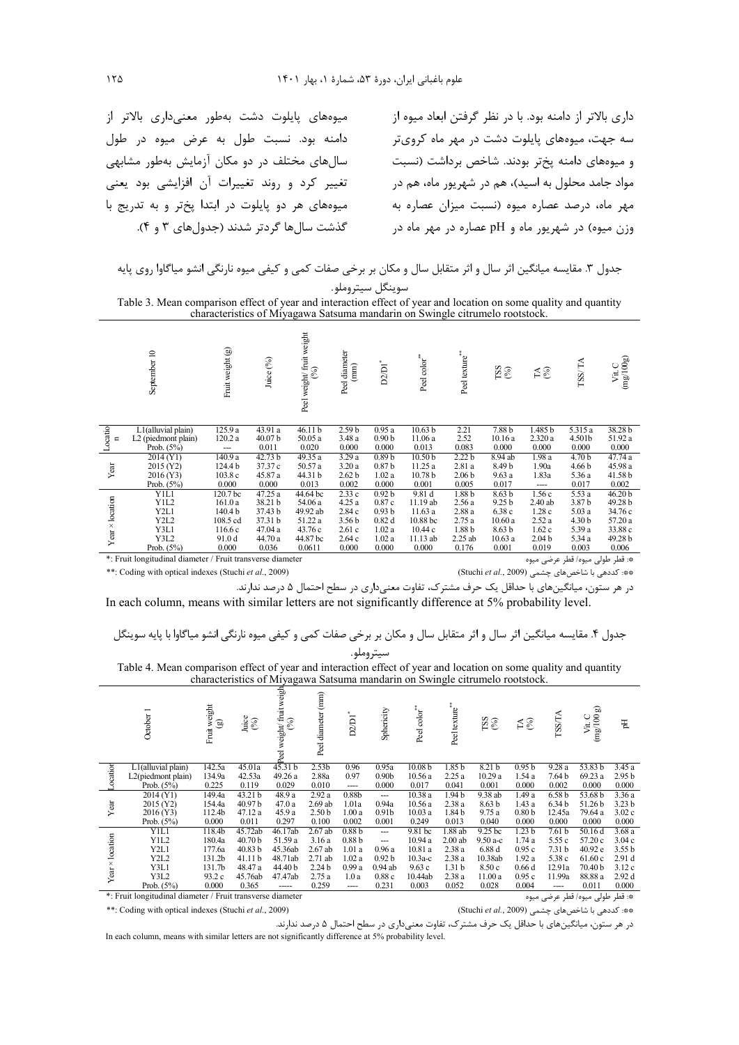داری بالاتر از دامنه بود. با در نظر گرفتن ابعاد میوه از سه جهت، میوه‌های پایلوت دشت در مهر ماه کروی‌تر و میوه‌های دامنه پخ‌تر بودند. شاخص برداشت (نسبت مواد جامد محلول به اسید)، هم در شهریور ماه، هم در مهر ماه، درصد عصاره میوه (نسبت میزان عصاره به وزن میوه) در شهریور ماه و pH عصاره در مهر ماه در میوه‌های پایلوت دشت به‌طور معنی‌داری بالاتر از دامنه بود. نسبت طول به عرض میوه در طول سال‌های مختلف در دو مکان آزمایش به‌طور مشابهی تغییر کرد و روند تغییرات آن افزایشی بود یعنی میوه‌های هر دو پایلوت در ابتدا پخ‌تر و به تدریج با گذشت سال‌ها گردتر شدند (جدول‌های ۳ و ۴).

جدول ۳. مقایسه میانگین اثر سال و اثر متقابل سال و مکان بر برخی صفات کمی و کیفی میوه نارنگی انشو میاگاوا روی پایه سوینگل سیتروملو.

Table 3. Mean comparison effect of year and interaction effect of year and location on some quality and quantity characteristics of Miyagawa Satsuma mandarin on Swingle citrumelo rootstock.

| | September 10 | Fruit weight (g) | Juice (%) | Peel weight/ fruit weight (%) | Peel diameter (mm) | D2/D1* | Peel color** | Peel texture** | TSS (%) | TA (%) | TSS/ TA | Vit. C (mg/100g) |
|---|---|---|---|---|---|---|---|---|---|---|---|---|
| Location | L1(alluvial plain) | 125.9 a | 43.91 a | 46.11 b | 2.59 b | 0.95 a | 10.63 b | 2.21 | 7.88 b | 1.485 b | 5.315 a | 38.28 b |
| | L2 (piedmont plain) | 120.2 a | 40.07 b | 50.05 a | 3.48 a | 0.90 b | 11.06 a | 2.52 | 10.16 a | 2.320 a | 4.501b | 51.92 a |
| | Prob. (5%) | --- | 0.011 | 0.020 | 0.000 | 0.000 | 0.013 | 0.083 | 0.000 | 0.000 | 0.000 | 0.000 |
| Year | 2014 (Y1) | 140.9 a | 42.73 b | 49.35 a | 3.29 a | 0.89 b | 10.50 b | 2.22 b | 8.94 ab | 1.98 a | 4.70 b | 47.74 a |
| | 2015 (Y2) | 124.4 b | 37.37 c | 50.57 a | 3.20 a | 0.87 b | 11.25 a | 2.81 a | 8.49 b | 1.90a | 4.66 b | 45.98 a |
| | 2016 (Y3) | 103.8 c | 45.87 a | 44.31 b | 2.62 b | 1.02 a | 10.78 b | 2.06 b | 9.63 a | 1.83a | 5.36 a | 41.58 b |
| | Prob. (5%) | 0.000 | 0.000 | 0.013 | 0.002 | 0.000 | 0.001 | 0.005 | 0.017 | ---- | 0.017 | 0.002 |
| Year × location | Y1L1 | 120.7 bc | 47.25 a | 44.64 bc | 2.33 c | 0.92 b | 9.81 d | 1.88 b | 8.63 b | 1.56 c | 5.53 a | 46.20 b |
| | Y1L2 | 161.0 a | 38.21 b | 54.06 a | 4.25 a | 0.87 c | 11.19 ab | 2.56 a | 9.25 b | 2.40 ab | 3.87 b | 49.28 b |
| | Y2L1 | 140.4 b | 37.43 b | 49.92 ab | 2.84 c | 0.93 b | 11.63 a | 2.88 a | 6.38 c | 1.28 c | 5.03 a | 34.76 c |
| | Y2L2 | 108.5 cd | 37.31 b | 51.22 a | 3.56 b | 0.82 d | 10.88 bc | 2.75 a | 10.60 a | 2.52 a | 4.30 b | 57.20 a |
| | Y3L1 | 116.6 c | 47.04 a | 43.76 c | 2.61 c | 1.02 a | 10.44 c | 1.88 b | 8.63 b | 1.62 c | 5.39 a | 33.88 c |
| | Y3L2 | 91.0 d | 44.70 a | 44.87 bc | 2.64 c | 1.02 a | 11.13 ab | 2.25 ab | 10.63 a | 2.04 b | 5.34 a | 49.28 b |
| | Prob. (5%) | 0.000 | 0.036 | 0.0611 | 0.000 | 0.000 | 0.000 | 0.176 | 0.001 | 0.019 | 0.003 | 0.006 |

*: Fruit longitudinal diameter / Fruit transverse diameter — *: قطر طولی میوه/ قطر عرضی میوه

**: Coding with optical indexes (Stuchi *et al.*, 2009) — **: کددهی با شاخص‌های چشمی (Stuchi *et al.*, 2009)

در هر ستون، میانگین‌های با حداقل یک حرف مشترک، تفاوت معنی‌داری در سطح احتمال ۵ درصد ندارند.

In each column, means with similar letters are not significantly difference at 5% probability level.

جدول ۴. مقایسه میانگین اثر سال و اثر متقابل سال و مکان بر برخی صفات کمی و کیفی میوه نارنگی انشو میاگاوا با پایه سوینگل سیتروملو.

Table 4. Mean comparison effect of year and interaction effect of year and location on some quality and quantity characteristics of Miyagawa Satsuma mandarin on Swingle citrumelo rootstock.

| | October 1 | Fruit weight (g) | Juice (%) | Peel weight/ fruit weight (%) | Peel diameter (mm) | D2/D1* | Sphericity | Peel color** | Peel texture** | TSS (%) | TA (%) | TSS/TA | Vit. C (mg/100 g) | pH |
|---|---|---|---|---|---|---|---|---|---|---|---|---|---|---|
| Location | L1(alluvial plain) | 142.5a | 45.01a | 45.31 b | 2.53b | 0.96 | 0.95a | 10.08 b | 1.85 b | 8.21 b | 0.95 b | 9.28 a | 53.83 b | 3.45 a |
| | L2(piedmont plain) | 134.9a | 42.53a | 49.26 a | 2.88a | 0.97 | 0.90b | 10.56 a | 2.25 a | 10.29 a | 1.54 a | 7.64 b | 69.23 a | 2.95 b |
| | Prob. (5%) | 0.225 | 0.119 | 0.029 | 0.010 | ---- | 0.000 | 0.017 | 0.041 | 0.001 | 0.000 | 0.002 | 0.000 | 0.000 |
| Year | 2014 (Y1) | 149.4a | 43.21 b | 48.9 a | 2.92 a | 0.88b | --- | 10.38 a | 1.94 b | 9.38 ab | 1.49 a | 6.58 b | 53.68 b | 3.36 a |
| | 2015 (Y2) | 154.4a | 40.97 b | 47.0 a | 2.69 ab | 1.01a | 0.94a | 10.56 a | 2.38 a | 8.63 b | 1.43 a | 6.34 b | 51.26 b | 3.23 b |
| | 2016 (Y3) | 112.4b | 47.12 a | 45.9 a | 2.50 b | 1.00 a | 0.91b | 10.03 a | 1.84 b | 9.75 a | 0.80 b | 12.45a | 79.64 a | 3.02 c |
| | Prob. (5%) | 0.000 | 0.011 | 0.297 | 0.100 | 0.002 | 0.001 | 0.249 | 0.013 | 0.040 | 0.000 | 0.000 | 0.000 | 0.000 |
| Year × location | Y1L1 | 118.4b | 45.72ab | 46.17ab | 2.67 ab | 0.88 b | --- | 9.81 bc | 1.88 ab | 9.25 bc | 1.23 b | 7.61 b | 50.16 d | 3.68 a |
| | Y1L2 | 180.4a | 40.70 b | 51.59 a | 3.16 a | 0.88 b | --- | 10.94 a | 2.00 ab | 9.50 a-c | 1.74 a | 5.55 c | 57.20 c | 3.04 c |
| | Y2L1 | 177.6a | 40.83 b | 45.36ab | 2.67 ab | 1.01 a | 0.96 a | 10.81 a | 2.38 a | 6.88 d | 0.95 c | 7.31 b | 40.92 e | 3.55 b |
| | Y2L2 | 131.2b | 41.11 b | 48.71ab | 2.71 ab | 1.02 a | 0.92 b | 10.3a-c | 2.38 a | 10.38ab | 1.92 a | 5.38 c | 61.60 c | 2.91 d |
| | Y3L1 | 131.7b | 48.47 a | 44.40 b | 2.24 b | 0.99 a | 0.94 ab | 9.63 c | 1.31 b | 8.50 c | 0.66 d | 12.91a | 70.40 b | 3.12 c |
| | Y3L2 | 93.2 c | 45.76ab | 47.47ab | 2.75 a | 1.0 a | 0.88 c | 10.44ab | 2.38 a | 11.00 a | 0.95 c | 11.99a | 88.88 a | 2.92 d |
| | Prob. (5%) | 0.000 | 0.365 | ----- | 0.259 | ---- | 0.231 | 0.003 | 0.052 | 0.028 | 0.004 | ---- | 0.011 | 0.000 |

*: Fruit longitudinal diameter / Fruit transverse diameter — *: قطر طولی میوه/ قطر عرضی میوه

**: Coding with optical indexes (Stuchi *et al.*, 2009) — **: کددهی با شاخص‌های چشمی (Stuchi *et al.*, 2009)

در هر ستون، میانگین‌های با حداقل یک حرف مشترک، تفاوت معنی‌داری در سطح احتمال ۵ درصد ندارند.

In each column, means with similar letters are not significantly difference at 5% probability level.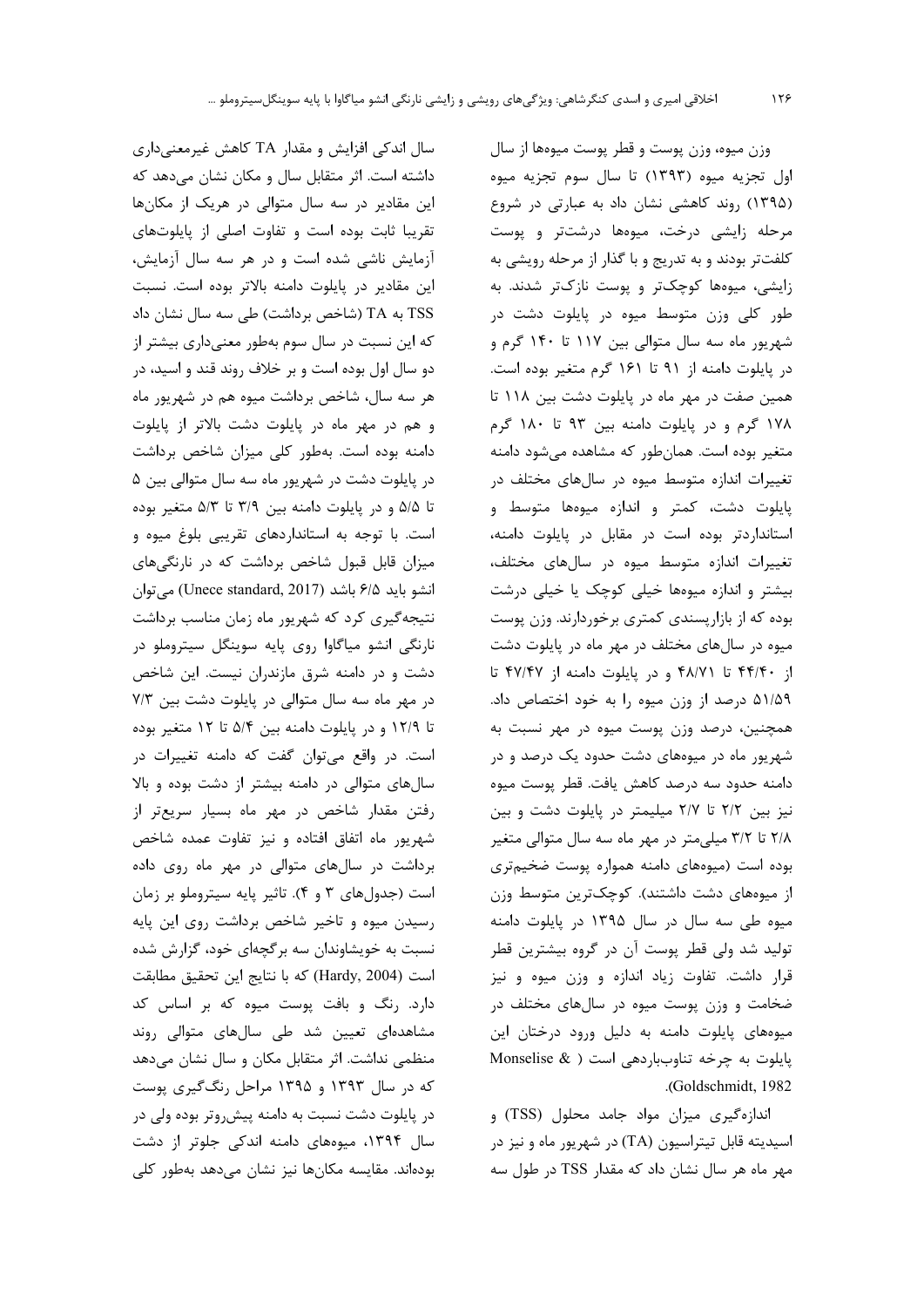وزن میوه، وزن پوست و قطر پوست میوه‌ها از سال اول تجزیه میوه (۱۳۹۳) تا سال سوم تجزیه میوه (۱۳۹۵) روند کاهشی نشان داد به عبارتی در شروع مرحله زایشی درخت، میوه‌ها درشت‌تر و پوست کلفت‌تر بودند و به تدریج و با گذار از مرحله رویشی به زایشی، میوه‌ها کوچک‌تر و پوست نازک‌تر شدند. به طور کلی وزن متوسط میوه در پایلوت دشت در شهریور ماه سه سال متوالی بین ۱۱۷ تا ۱۴۰ گرم و در پایلوت دامنه از ۹۱ تا ۱۶۱ گرم متغیر بوده است. همین صفت در مهر ماه در پایلوت دشت بین ۱۱۸ تا ۱۷۸ گرم و در پایلوت دامنه بین ۹۳ تا ۱۸۰ گرم متغیر بوده است. همان‌طور که مشاهده می‌شود دامنه تغییرات اندازه متوسط میوه در سال‌های مختلف در پایلوت دشت، کمتر و اندازه میوه‌ها متوسط و استانداردتر بوده است در مقابل در پایلوت دامنه، تغییرات اندازه متوسط میوه در سال‌های مختلف، بیشتر و اندازه میوه‌ها خیلی کوچک یا خیلی درشت بوده که از بازارپسندی کمتری برخوردارند. وزن پوست میوه در سال‌های مختلف در مهر ماه در پایلوت دشت از ۴۴/۴۰ تا ۴۸/۷۱ و در پایلوت دامنه از ۴۷/۴۷ تا ۵۱/۵۹ درصد از وزن میوه را به خود اختصاص داد. همچنین، درصد وزن پوست میوه در مهر نسبت به شهریور ماه در میوه‌های دشت حدود یک درصد و در دامنه حدود سه درصد کاهش یافت. قطر پوست میوه نیز بین ۲/۲ تا ۲/۷ میلیمتر در پایلوت دشت و بین ۲/۸ تا ۳/۲ میلی‌متر در مهر ماه سه سال متوالی متغیر بوده است (میوه‌های دامنه همواره پوست ضخیم‌تری از میوه‌های دشت داشتند). کوچک‌ترین متوسط وزن میوه طی سه سال در سال ۱۳۹۵ در پایلوت دامنه تولید شد ولی قطر پوست آن در گروه بیشترین قطر قرار داشت. تفاوت زیاد اندازه و وزن میوه و نیز ضخامت و وزن پوست میوه در سال‌های مختلف در میوه‌های پایلوت دامنه به دلیل ورود درختان این پایلوت به چرخه تناوب‌باردهی است (Monselise & Goldschmidt, 1982).

اندازه‌گیری میزان مواد جامد محلول (TSS) و اسیدیته قابل تیتراسیون (TA) در شهریور ماه و نیز در مهر ماه هر سال نشان داد که مقدار TSS در طول سه سال اندکی افزایش و مقدار TA کاهش غیرمعنی‌داری داشته است. اثر متقابل سال و مکان نشان می‌دهد که این مقادیر در سه سال متوالی در هریک از مکان‌ها تقریبا ثابت بوده است و تفاوت اصلی از پایلوت‌های آزمایش ناشی شده است و در هر سه سال آزمایش، این مقادیر در پایلوت دامنه بالاتر بوده است. نسبت TSS به TA (شاخص برداشت) طی سه سال نشان داد که این نسبت در سال سوم به‌طور معنی‌داری بیشتر از دو سال اول بوده است و بر خلاف روند قند و اسید، در هر سه سال، شاخص برداشت میوه هم در شهریور ماه و هم در مهر ماه در پایلوت دشت بالاتر از پایلوت دامنه بوده است. به‌طور کلی میزان شاخص برداشت در پایلوت دشت در شهریور ماه سه سال متوالی بین ۵ تا ۵/۵ و در پایلوت دامنه بین ۳/۹ تا ۵/۳ متغیر بوده است. با توجه به استانداردهای تقریبی بلوغ میوه و میزان قابل قبول شاخص برداشت که در نارنگی‌های انشو باید ۶/۵ باشد (Unece standard, 2017) می‌توان نتیجه‌گیری کرد که شهریور ماه زمان مناسب برداشت نارنگی انشو میاگاوا روی پایه سوینگل سیتروملو در دشت و در دامنه شرق مازندران نیست. این شاخص در مهر ماه سه سال متوالی در پایلوت دشت بین ۷/۳ تا ۱۲/۹ و در پایلوت دامنه بین ۵/۴ تا ۱۲ متغیر بوده است. در واقع می‌توان گفت که دامنه تغییرات در سال‌های متوالی در دامنه بیشتر از دشت بوده و بالا رفتن مقدار شاخص در مهر ماه بسیار سریع‌تر از شهریور ماه اتفاق افتاده و نیز تفاوت عمده شاخص برداشت در سال‌های متوالی در مهر ماه روی داده است (جدول‌های ۳ و ۴). تاثیر پایه سیتروملو بر زمان رسیدن میوه و تاخیر شاخص برداشت روی این پایه نسبت به خویشاوندان سه برگچه‌ای خود، گزارش شده است (Hardy, 2004) که با نتایج این تحقیق مطابقت دارد. رنگ و بافت پوست میوه که بر اساس کد مشاهده‌ای تعیین شد طی سال‌های متوالی روند منظمی نداشت. اثر متقابل مکان و سال نشان می‌دهد که در سال ۱۳۹۳ و ۱۳۹۵ مراحل رنگ‌گیری پوست در پایلوت دشت نسبت به دامنه پیش‌روتر بوده ولی در سال ۱۳۹۴، میوه‌های دامنه اندکی جلوتر از دشت بوده‌اند. مقایسه مکان‌ها نیز نشان می‌دهد به‌طور کلی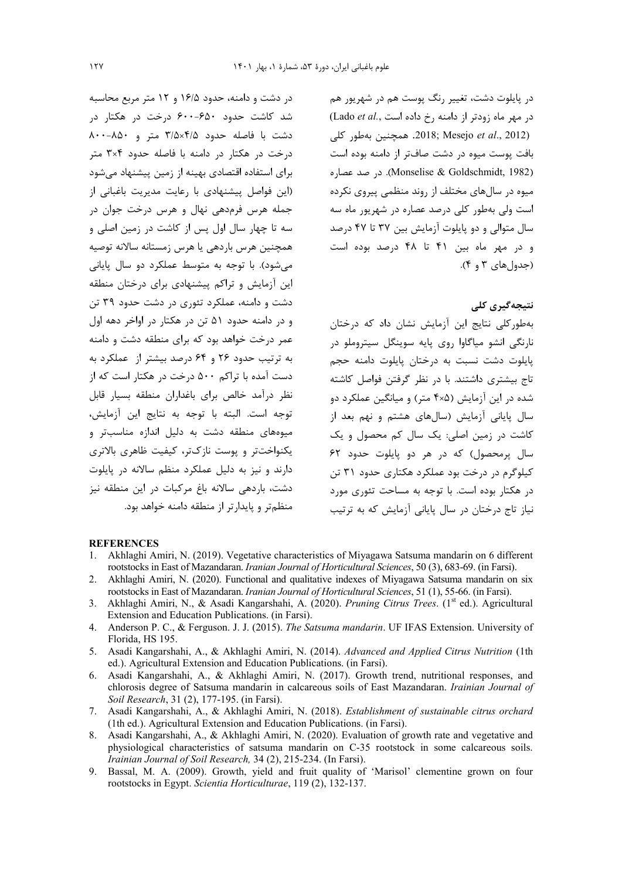در پایلوت دشت، تغییر رنگ پوست هم در شهریور هم در مهر ماه زودتر از دامنه رخ داده است (Lado *et al*., 2018; Mesejo *et al*., 2012). همچنین به‌طور کلی بافت پوست میوه در دشت صاف‌تر از دامنه بوده است (Monselise & Goldschmidt, 1982). در صد عصاره میوه در سال‌های مختلف از روند منظمی پیروی نکرده است ولی به‌طور کلی درصد عصاره در شهریور ماه سه سال متوالی و دو پایلوت آزمایش بین ۳۷ تا ۴۷ درصد و در مهر ماه بین ۴۱ تا ۴۸ درصد بوده است (جدول‌های ۳ و ۴).

## نتیجه‌گیری کلی

به‌طورکلی نتایج این آزمایش نشان داد که درختان نارنگی انشو میاگاوا روی پایه سوینگل سیتروملو در پایلوت دشت نسبت به درختان پایلوت دامنه حجم تاج بیشتری داشتند. با در نظر گرفتن فواصل کاشته شده در این آزمایش (۵×۴ متر) و میانگین عملکرد دو سال پایانی آزمایش (سال‌های هشتم و نهم بعد از کاشت در زمین اصلی: یک سال کم محصول و یک سال پرمحصول) که در هر دو پایلوت حدود ۶۲ کیلوگرم در درخت بود عملکرد هکتاری حدود ۳۱ تن در هکتار بوده است. با توجه به مساحت تئوری مورد نیاز تاج درختان در سال پایانی آزمایش که به ترتیب در دشت و دامنه، حدود ۱۶/۵ و ۱۲ متر مربع محاسبه شد کاشت حدود ۶۵۰-۶۰۰ درخت در هکتار در دشت با فاصله حدود ۴/۵×۳/۵ متر و ۸۵۰-۸۰۰ درخت در هکتار در دامنه با فاصله حدود ۴×۳ متر برای استفاده اقتصادی بهینه از زمین پیشنهاد می‌شود (این فواصل پیشنهادی با رعایت مدیریت باغبانی از جمله هرس فرم‌دهی نهال و هرس درخت جوان در سه تا چهار سال اول پس از کاشت در زمین اصلی و همچنین هرس باردهی یا هرس زمستانه سالانه توصیه می‌شود). با توجه به متوسط عملکرد دو سال پایانی این آزمایش و تراکم پیشنهادی برای درختان منطقه دشت و دامنه، عملکرد تئوری در دشت حدود ۳۹ تن و در دامنه حدود ۵۱ تن در هکتار در اواخر دهه اول عمر درخت خواهد بود که برای منطقه دشت و دامنه به ترتیب حدود ۲۶ و ۶۴ درصد بیشتر از عملکرد به دست آمده با تراکم ۵۰۰ درخت در هکتار است که از نظر درآمد خالص برای باغداران منطقه بسیار قابل توجه است. البته با توجه به نتایج این آزمایش، میوه‌های منطقه دشت به دلیل اندازه مناسب‌تر و یکنواخت‌تر و پوست نازک‌تر، کیفیت ظاهری بالاتری دارند و نیز به دلیل عملکرد منظم سالانه در پایلوت دشت، باردهی سالانه باغ مرکبات در این منطقه نیز منظم‌تر و پایدارتر از منطقه دامنه خواهد بود.

## REFERENCES

1. Akhlaghi Amiri, N. (2019). Vegetative characteristics of Miyagawa Satsuma mandarin on 6 different rootstocks in East of Mazandaran. *Iranian Journal of Horticultural Sciences*, 50 (3), 683-69. (in Farsi).
2. Akhlaghi Amiri, N. (2020). Functional and qualitative indexes of Miyagawa Satsuma mandarin on six rootstocks in East of Mazandaran. *Iranian Journal of Horticultural Sciences*, 51 (1), 55-66. (in Farsi).
3. Akhlaghi Amiri, N., & Asadi Kangarshahi, A. (2020). *Pruning Citrus Trees*. (1st ed.). Agricultural Extension and Education Publications. (in Farsi).
4. Anderson P. C., & Ferguson. J. J. (2015). *The Satsuma mandarin*. UF IFAS Extension. University of Florida, HS 195.
5. Asadi Kangarshahi, A., & Akhlaghi Amiri, N. (2014). *Advanced and Applied Citrus Nutrition* (1th ed.). Agricultural Extension and Education Publications. (in Farsi).
6. Asadi Kangarshahi, A., & Akhlaghi Amiri, N. (2017). Growth trend, nutritional responses, and chlorosis degree of Satsuma mandarin in calcareous soils of East Mazandaran. *Irainian Journal of Soil Research*, 31 (2), 177-195. (in Farsi).
7. Asadi Kangarshahi, A., & Akhlaghi Amiri, N. (2018). *Establishment of sustainable citrus orchard* (1th ed.). Agricultural Extension and Education Publications. (in Farsi).
8. Asadi Kangarshahi, A., & Akhlaghi Amiri, N. (2020). Evaluation of growth rate and vegetative and physiological characteristics of satsuma mandarin on C-35 rootstock in some calcareous soils. *Irainian Journal of Soil Research,* 34 (2), 215-234. (In Farsi).
9. Bassal, M. A. (2009). Growth, yield and fruit quality of 'Marisol' clementine grown on four rootstocks in Egypt. *Scientia Horticulturae*, 119 (2), 132-137.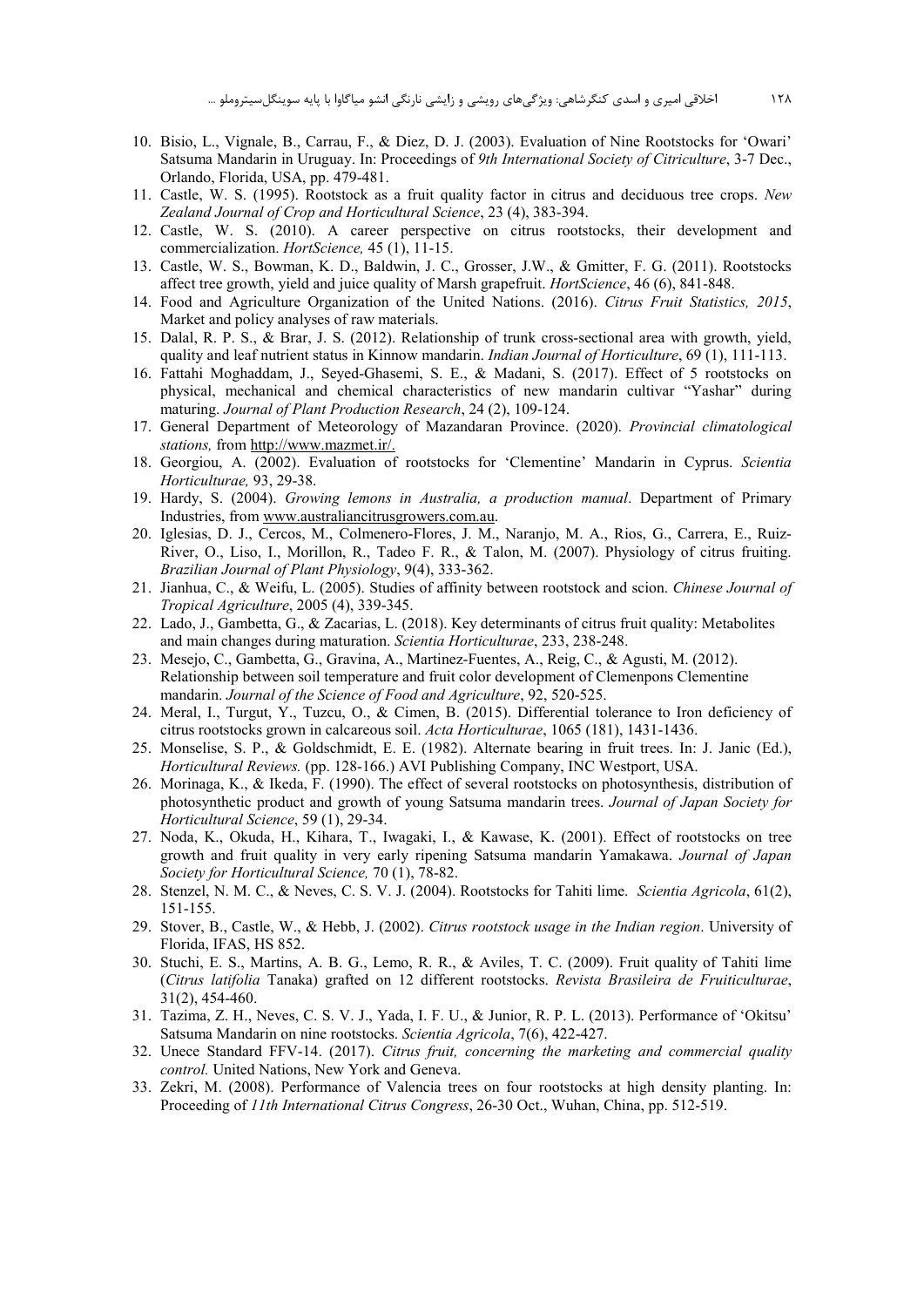10. Bisio, L., Vignale, B., Carrau, F., & Diez, D. J. (2003). Evaluation of Nine Rootstocks for 'Owari' Satsuma Mandarin in Uruguay. In: Proceedings of *9th International Society of Citriculture*, 3-7 Dec., Orlando, Florida, USA, pp. 479-481.
11. Castle, W. S. (1995). Rootstock as a fruit quality factor in citrus and deciduous tree crops. *New Zealand Journal of Crop and Horticultural Science*, 23 (4), 383-394.
12. Castle, W. S. (2010). A career perspective on citrus rootstocks, their development and commercialization. *HortScience,* 45 (1), 11-15.
13. Castle, W. S., Bowman, K. D., Baldwin, J. C., Grosser, J.W., & Gmitter, F. G. (2011). Rootstocks affect tree growth, yield and juice quality of Marsh grapefruit. *HortScience*, 46 (6), 841-848.
14. Food and Agriculture Organization of the United Nations. (2016). *Citrus Fruit Statistics, 2015*, Market and policy analyses of raw materials.
15. Dalal, R. P. S., & Brar, J. S. (2012). Relationship of trunk cross-sectional area with growth, yield, quality and leaf nutrient status in Kinnow mandarin. *Indian Journal of Horticulture*, 69 (1), 111-113.
16. Fattahi Moghaddam, J., Seyed-Ghasemi, S. E., & Madani, S. (2017). Effect of 5 rootstocks on physical, mechanical and chemical characteristics of new mandarin cultivar "Yashar" during maturing. *Journal of Plant Production Research*, 24 (2), 109-124.
17. General Department of Meteorology of Mazandaran Province. (2020). *Provincial climatological stations,* from http://www.mazmet.ir/.
18. Georgiou, A. (2002). Evaluation of rootstocks for 'Clementine' Mandarin in Cyprus. *Scientia Horticulturae,* 93, 29-38.
19. Hardy, S. (2004). *Growing lemons in Australia, a production manual*. Department of Primary Industries, from www.australiancitrusgrowers.com.au.
20. Iglesias, D. J., Cercos, M., Colmenero-Flores, J. M., Naranjo, M. A., Rios, G., Carrera, E., Ruiz-River, O., Liso, I., Morillon, R., Tadeo F. R., & Talon, M. (2007). Physiology of citrus fruiting. *Brazilian Journal of Plant Physiology*, 9(4), 333-362.
21. Jianhua, C., & Weifu, L. (2005). Studies of affinity between rootstock and scion. *Chinese Journal of Tropical Agriculture*, 2005 (4), 339-345.
22. Lado, J., Gambetta, G., & Zacarias, L. (2018). Key determinants of citrus fruit quality: Metabolites and main changes during maturation. *Scientia Horticulturae*, 233, 238-248.
23. Mesejo, C., Gambetta, G., Gravina, A., Martinez-Fuentes, A., Reig, C., & Agusti, M. (2012). Relationship between soil temperature and fruit color development of Clemenpons Clementine mandarin. *Journal of the Science of Food and Agriculture*, 92, 520-525.
24. Meral, I., Turgut, Y., Tuzcu, O., & Cimen, B. (2015). Differential tolerance to Iron deficiency of citrus rootstocks grown in calcareous soil. *Acta Horticulturae*, 1065 (181), 1431-1436.
25. Monselise, S. P., & Goldschmidt, E. E. (1982). Alternate bearing in fruit trees. In: J. Janic (Ed.), *Horticultural Reviews.* (pp. 128-166.) AVI Publishing Company, INC Westport, USA.
26. Morinaga, K., & Ikeda, F. (1990). The effect of several rootstocks on photosynthesis, distribution of photosynthetic product and growth of young Satsuma mandarin trees. *Journal of Japan Society for Horticultural Science*, 59 (1), 29-34.
27. Noda, K., Okuda, H., Kihara, T., Iwagaki, I., & Kawase, K. (2001). Effect of rootstocks on tree growth and fruit quality in very early ripening Satsuma mandarin Yamakawa. *Journal of Japan Society for Horticultural Science,* 70 (1), 78-82.
28. Stenzel, N. M. C., & Neves, C. S. V. J. (2004). Rootstocks for Tahiti lime. *Scientia Agricola*, 61(2), 151-155.
29. Stover, B., Castle, W., & Hebb, J. (2002). *Citrus rootstock usage in the Indian region*. University of Florida, IFAS, HS 852.
30. Stuchi, E. S., Martins, A. B. G., Lemo, R. R., & Aviles, T. C. (2009). Fruit quality of Tahiti lime (*Citrus latifolia* Tanaka) grafted on 12 different rootstocks. *Revista Brasileira de Fruiticulturae*, 31(2), 454-460.
31. Tazima, Z. H., Neves, C. S. V. J., Yada, I. F. U., & Junior, R. P. L. (2013). Performance of 'Okitsu' Satsuma Mandarin on nine rootstocks. *Scientia Agricola*, 7(6), 422-427.
32. Unece Standard FFV-14. (2017). *Citrus fruit, concerning the marketing and commercial quality control.* United Nations, New York and Geneva.
33. Zekri, M. (2008). Performance of Valencia trees on four rootstocks at high density planting. In: Proceeding of *11th International Citrus Congress*, 26-30 Oct., Wuhan, China, pp. 512-519.